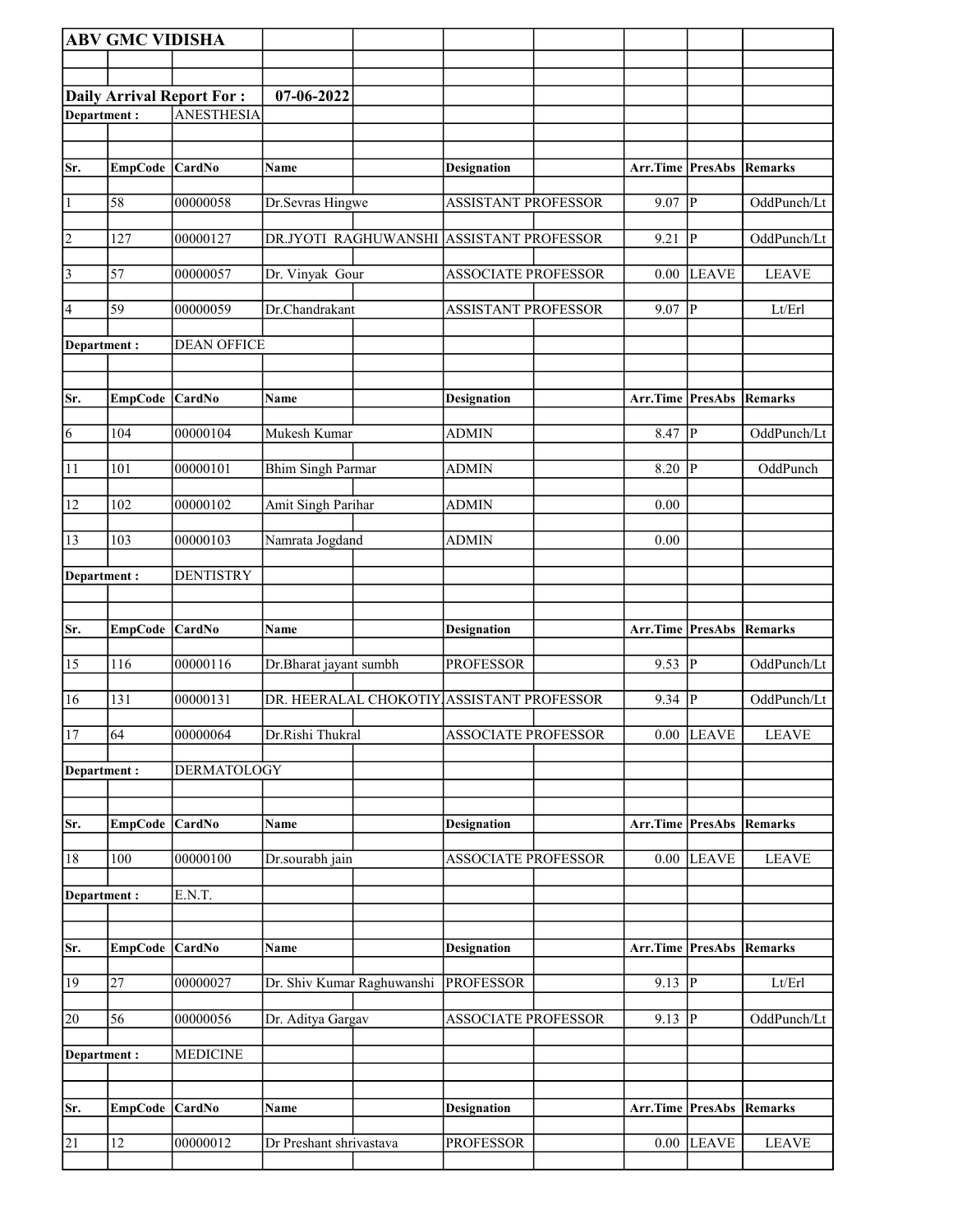# ABV GMC VIDISHA

**Daily Arrival Report For : 07-06-2022**

**Department :** ANESTHESIA

| Sr. | EmpCode | CardNo | Name | Designation | Arr.Time | PresAbs | Remarks |
|---|---|---|---|---|---|---|---|
| 1 | 58 | 00000058 | Dr.Sevras Hingwe | ASSISTANT PROFESSOR | 9.07 | P | OddPunch/Lt |
| 2 | 127 | 00000127 | DR.JYOTI RAGHUWANSHI | ASSISTANT PROFESSOR | 9.21 | P | OddPunch/Lt |
| 3 | 57 | 00000057 | Dr. Vinyak Gour | ASSOCIATE PROFESSOR | 0.00 | LEAVE | LEAVE |
| 4 | 59 | 00000059 | Dr.Chandrakant | ASSISTANT PROFESSOR | 9.07 | P | Lt/Erl |

**Department :** DEAN OFFICE

| Sr. | EmpCode | CardNo | Name | Designation | Arr.Time | PresAbs | Remarks |
|---|---|---|---|---|---|---|---|
| 6 | 104 | 00000104 | Mukesh Kumar | ADMIN | 8.47 | P | OddPunch/Lt |
| 11 | 101 | 00000101 | Bhim Singh Parmar | ADMIN | 8.20 | P | OddPunch |
| 12 | 102 | 00000102 | Amit Singh Parihar | ADMIN | 0.00 | | |
| 13 | 103 | 00000103 | Namrata Jogdand | ADMIN | 0.00 | | |

**Department :** DENTISTRY

| Sr. | EmpCode | CardNo | Name | Designation | Arr.Time | PresAbs | Remarks |
|---|---|---|---|---|---|---|---|
| 15 | 116 | 00000116 | Dr.Bharat jayant sumbh | PROFESSOR | 9.53 | P | OddPunch/Lt |
| 16 | 131 | 00000131 | DR. HEERALAL CHOKOTIY | ASSISTANT PROFESSOR | 9.34 | P | OddPunch/Lt |
| 17 | 64 | 00000064 | Dr.Rishi Thukral | ASSOCIATE PROFESSOR | 0.00 | LEAVE | LEAVE |

**Department :** DERMATOLOGY

| Sr. | EmpCode | CardNo | Name | Designation | Arr.Time | PresAbs | Remarks |
|---|---|---|---|---|---|---|---|
| 18 | 100 | 00000100 | Dr.sourabh jain | ASSOCIATE PROFESSOR | 0.00 | LEAVE | LEAVE |

**Department :** E.N.T.

| Sr. | EmpCode | CardNo | Name | Designation | Arr.Time | PresAbs | Remarks |
|---|---|---|---|---|---|---|---|
| 19 | 27 | 00000027 | Dr. Shiv Kumar Raghuwanshi | PROFESSOR | 9.13 | P | Lt/Erl |
| 20 | 56 | 00000056 | Dr. Aditya Gargav | ASSOCIATE PROFESSOR | 9.13 | P | OddPunch/Lt |

**Department :** MEDICINE

| Sr. | EmpCode | CardNo | Name | Designation | Arr.Time | PresAbs | Remarks |
|---|---|---|---|---|---|---|---|
| 21 | 12 | 00000012 | Dr Preshant shrivastava | PROFESSOR | 0.00 | LEAVE | LEAVE |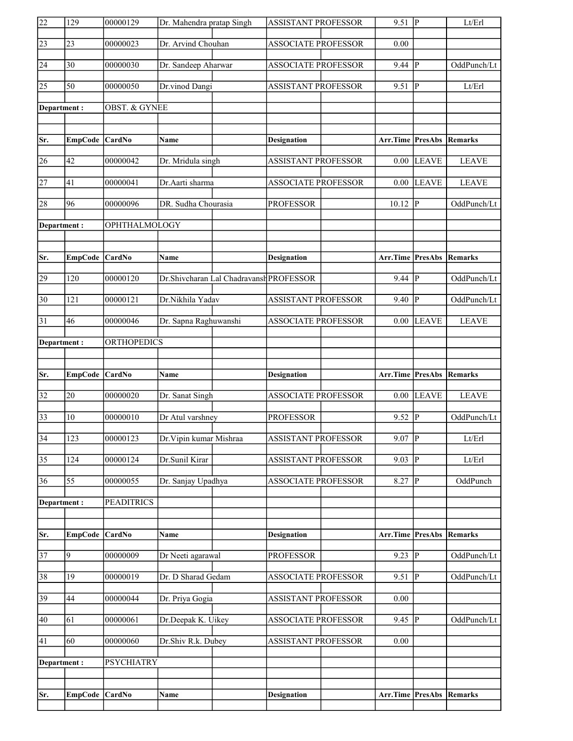| Sr. | EmpCode | CardNo | Name | Designation | Arr.Time | PresAbs | Remarks |
|---|---|---|---|---|---|---|---|
| 22 | 129 | 00000129 | Dr. Mahendra pratap Singh | ASSISTANT PROFESSOR | 9.51 | P | Lt/Erl |
| 23 | 23 | 00000023 | Dr. Arvind Chouhan | ASSOCIATE PROFESSOR | 0.00 | | |
| 24 | 30 | 00000030 | Dr. Sandeep Aharwar | ASSOCIATE PROFESSOR | 9.44 | P | OddPunch/Lt |
| 25 | 50 | 00000050 | Dr.vinod Dangi | ASSISTANT PROFESSOR | 9.51 | P | Lt/Erl |

**Department :** OBST. & GYNEE

| Sr. | EmpCode | CardNo | Name | Designation | Arr.Time | PresAbs | Remarks |
|---|---|---|---|---|---|---|---|
| 26 | 42 | 00000042 | Dr. Mridula singh | ASSISTANT PROFESSOR | 0.00 | LEAVE | LEAVE |
| 27 | 41 | 00000041 | Dr.Aarti sharma | ASSOCIATE PROFESSOR | 0.00 | LEAVE | LEAVE |
| 28 | 96 | 00000096 | DR. Sudha Chourasia | PROFESSOR | 10.12 | P | OddPunch/Lt |

**Department :** OPHTHALMOLOGY

| Sr. | EmpCode | CardNo | Name | Designation | Arr.Time | PresAbs | Remarks |
|---|---|---|---|---|---|---|---|
| 29 | 120 | 00000120 | Dr.Shivcharan Lal Chadravansh | PROFESSOR | 9.44 | P | OddPunch/Lt |
| 30 | 121 | 00000121 | Dr.Nikhila Yadav | ASSISTANT PROFESSOR | 9.40 | P | OddPunch/Lt |
| 31 | 46 | 00000046 | Dr. Sapna Raghuwanshi | ASSOCIATE PROFESSOR | 0.00 | LEAVE | LEAVE |

**Department :** ORTHOPEDICS

| Sr. | EmpCode | CardNo | Name | Designation | Arr.Time | PresAbs | Remarks |
|---|---|---|---|---|---|---|---|
| 32 | 20 | 00000020 | Dr. Sanat Singh | ASSOCIATE PROFESSOR | 0.00 | LEAVE | LEAVE |
| 33 | 10 | 00000010 | Dr Atul varshney | PROFESSOR | 9.52 | P | OddPunch/Lt |
| 34 | 123 | 00000123 | Dr.Vipin kumar Mishraa | ASSISTANT PROFESSOR | 9.07 | P | Lt/Erl |
| 35 | 124 | 00000124 | Dr.Sunil Kirar | ASSISTANT PROFESSOR | 9.03 | P | Lt/Erl |
| 36 | 55 | 00000055 | Dr. Sanjay Upadhya | ASSOCIATE PROFESSOR | 8.27 | P | OddPunch |

**Department :** PEADITRICS

| Sr. | EmpCode | CardNo | Name | Designation | Arr.Time | PresAbs | Remarks |
|---|---|---|---|---|---|---|---|
| 37 | 9 | 00000009 | Dr Neeti agarawal | PROFESSOR | 9.23 | P | OddPunch/Lt |
| 38 | 19 | 00000019 | Dr. D Sharad Gedam | ASSOCIATE PROFESSOR | 9.51 | P | OddPunch/Lt |
| 39 | 44 | 00000044 | Dr. Priya Gogia | ASSISTANT PROFESSOR | 0.00 | | |
| 40 | 61 | 00000061 | Dr.Deepak K. Uikey | ASSOCIATE PROFESSOR | 9.45 | P | OddPunch/Lt |
| 41 | 60 | 00000060 | Dr.Shiv R.k. Dubey | ASSISTANT PROFESSOR | 0.00 | | |

**Department :** PSYCHIATRY

| Sr. | EmpCode | CardNo | Name | Designation | Arr.Time | PresAbs | Remarks |
|---|---|---|---|---|---|---|---|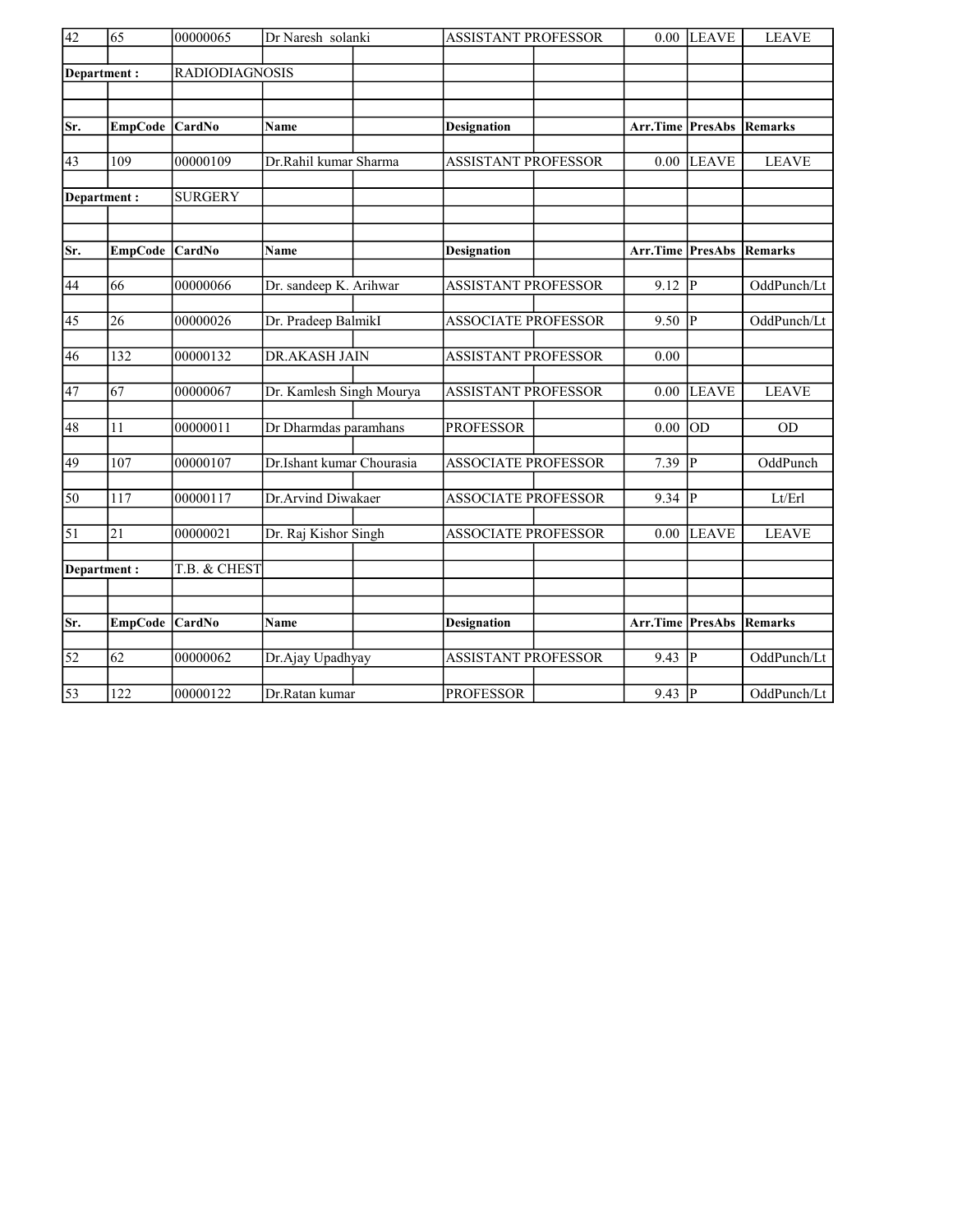| Sr. | EmpCode | CardNo | Name | Designation | Arr.Time | PresAbs | Remarks |
|---|---|---|---|---|---|---|---|
| 42 | 65 | 00000065 | Dr Naresh solanki | ASSISTANT PROFESSOR | 0.00 | LEAVE | LEAVE |

**Department :** RADIODIAGNOSIS

| Sr. | EmpCode | CardNo | Name | Designation | Arr.Time | PresAbs | Remarks |
|---|---|---|---|---|---|---|---|
| 43 | 109 | 00000109 | Dr.Rahil kumar Sharma | ASSISTANT PROFESSOR | 0.00 | LEAVE | LEAVE |

**Department :** SURGERY

| Sr. | EmpCode | CardNo | Name | Designation | Arr.Time | PresAbs | Remarks |
|---|---|---|---|---|---|---|---|
| 44 | 66 | 00000066 | Dr. sandeep K. Arihwar | ASSISTANT PROFESSOR | 9.12 | P | OddPunch/Lt |
| 45 | 26 | 00000026 | Dr. Pradeep BalmikI | ASSOCIATE PROFESSOR | 9.50 | P | OddPunch/Lt |
| 46 | 132 | 00000132 | DR.AKASH JAIN | ASSISTANT PROFESSOR | 0.00 | | |
| 47 | 67 | 00000067 | Dr. Kamlesh Singh Mourya | ASSISTANT PROFESSOR | 0.00 | LEAVE | LEAVE |
| 48 | 11 | 00000011 | Dr Dharmdas paramhans | PROFESSOR | 0.00 | OD | OD |
| 49 | 107 | 00000107 | Dr.Ishant kumar Chourasia | ASSOCIATE PROFESSOR | 7.39 | P | OddPunch |
| 50 | 117 | 00000117 | Dr.Arvind Diwakaer | ASSOCIATE PROFESSOR | 9.34 | P | Lt/Erl |
| 51 | 21 | 00000021 | Dr. Raj Kishor Singh | ASSOCIATE PROFESSOR | 0.00 | LEAVE | LEAVE |

**Department :** T.B. & CHEST

| Sr. | EmpCode | CardNo | Name | Designation | Arr.Time | PresAbs | Remarks |
|---|---|---|---|---|---|---|---|
| 52 | 62 | 00000062 | Dr.Ajay Upadhyay | ASSISTANT PROFESSOR | 9.43 | P | OddPunch/Lt |
| 53 | 122 | 00000122 | Dr.Ratan kumar | PROFESSOR | 9.43 | P | OddPunch/Lt |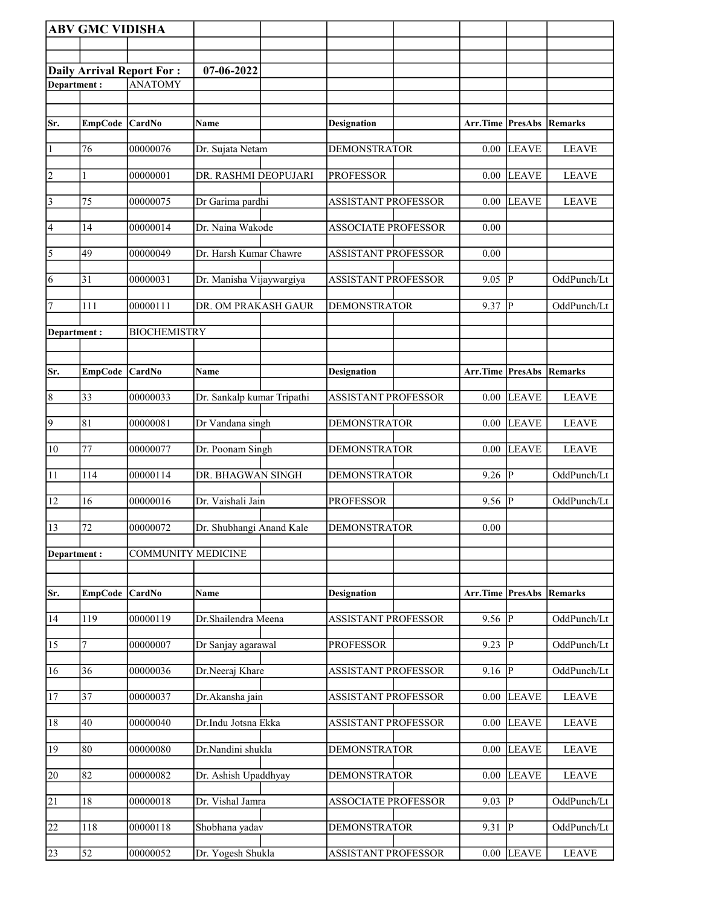**ABV GMC VIDISHA**

**Daily Arrival Report For :** **07-06-2022**

**Department :** ANATOMY

| Sr. | EmpCode | CardNo | Name | Designation | Arr.Time | PresAbs | Remarks |
|---|---|---|---|---|---|---|---|
| 1 | 76 | 00000076 | Dr. Sujata Netam | DEMONSTRATOR | 0.00 | LEAVE | LEAVE |
| 2 | 1 | 00000001 | DR. RASHMI DEOPUJARI | PROFESSOR | 0.00 | LEAVE | LEAVE |
| 3 | 75 | 00000075 | Dr Garima pardhi | ASSISTANT PROFESSOR | 0.00 | LEAVE | LEAVE |
| 4 | 14 | 00000014 | Dr. Naina Wakode | ASSOCIATE PROFESSOR | 0.00 | | |
| 5 | 49 | 00000049 | Dr. Harsh Kumar Chawre | ASSISTANT PROFESSOR | 0.00 | | |
| 6 | 31 | 00000031 | Dr. Manisha Vijaywargiya | ASSISTANT PROFESSOR | 9.05 | P | OddPunch/Lt |
| 7 | 111 | 00000111 | DR. OM PRAKASH GAUR | DEMONSTRATOR | 9.37 | P | OddPunch/Lt |

**Department :** BIOCHEMISTRY

| Sr. | EmpCode | CardNo | Name | Designation | Arr.Time | PresAbs | Remarks |
|---|---|---|---|---|---|---|---|
| 8 | 33 | 00000033 | Dr. Sankalp kumar Tripathi | ASSISTANT PROFESSOR | 0.00 | LEAVE | LEAVE |
| 9 | 81 | 00000081 | Dr Vandana singh | DEMONSTRATOR | 0.00 | LEAVE | LEAVE |
| 10 | 77 | 00000077 | Dr. Poonam Singh | DEMONSTRATOR | 0.00 | LEAVE | LEAVE |
| 11 | 114 | 00000114 | DR. BHAGWAN SINGH | DEMONSTRATOR | 9.26 | P | OddPunch/Lt |
| 12 | 16 | 00000016 | Dr. Vaishali Jain | PROFESSOR | 9.56 | P | OddPunch/Lt |
| 13 | 72 | 00000072 | Dr. Shubhangi Anand Kale | DEMONSTRATOR | 0.00 | | |

**Department :** COMMUNITY MEDICINE

| Sr. | EmpCode | CardNo | Name | Designation | Arr.Time | PresAbs | Remarks |
|---|---|---|---|---|---|---|---|
| 14 | 119 | 00000119 | Dr.Shailendra Meena | ASSISTANT PROFESSOR | 9.56 | P | OddPunch/Lt |
| 15 | 7 | 00000007 | Dr Sanjay agarawal | PROFESSOR | 9.23 | P | OddPunch/Lt |
| 16 | 36 | 00000036 | Dr.Neeraj Khare | ASSISTANT PROFESSOR | 9.16 | P | OddPunch/Lt |
| 17 | 37 | 00000037 | Dr.Akansha jain | ASSISTANT PROFESSOR | 0.00 | LEAVE | LEAVE |
| 18 | 40 | 00000040 | Dr.Indu Jotsna Ekka | ASSISTANT PROFESSOR | 0.00 | LEAVE | LEAVE |
| 19 | 80 | 00000080 | Dr.Nandini shukla | DEMONSTRATOR | 0.00 | LEAVE | LEAVE |
| 20 | 82 | 00000082 | Dr. Ashish Upaddhyay | DEMONSTRATOR | 0.00 | LEAVE | LEAVE |
| 21 | 18 | 00000018 | Dr. Vishal Jamra | ASSOCIATE PROFESSOR | 9.03 | P | OddPunch/Lt |
| 22 | 118 | 00000118 | Shobhana yadav | DEMONSTRATOR | 9.31 | P | OddPunch/Lt |
| 23 | 52 | 00000052 | Dr. Yogesh Shukla | ASSISTANT PROFESSOR | 0.00 | LEAVE | LEAVE |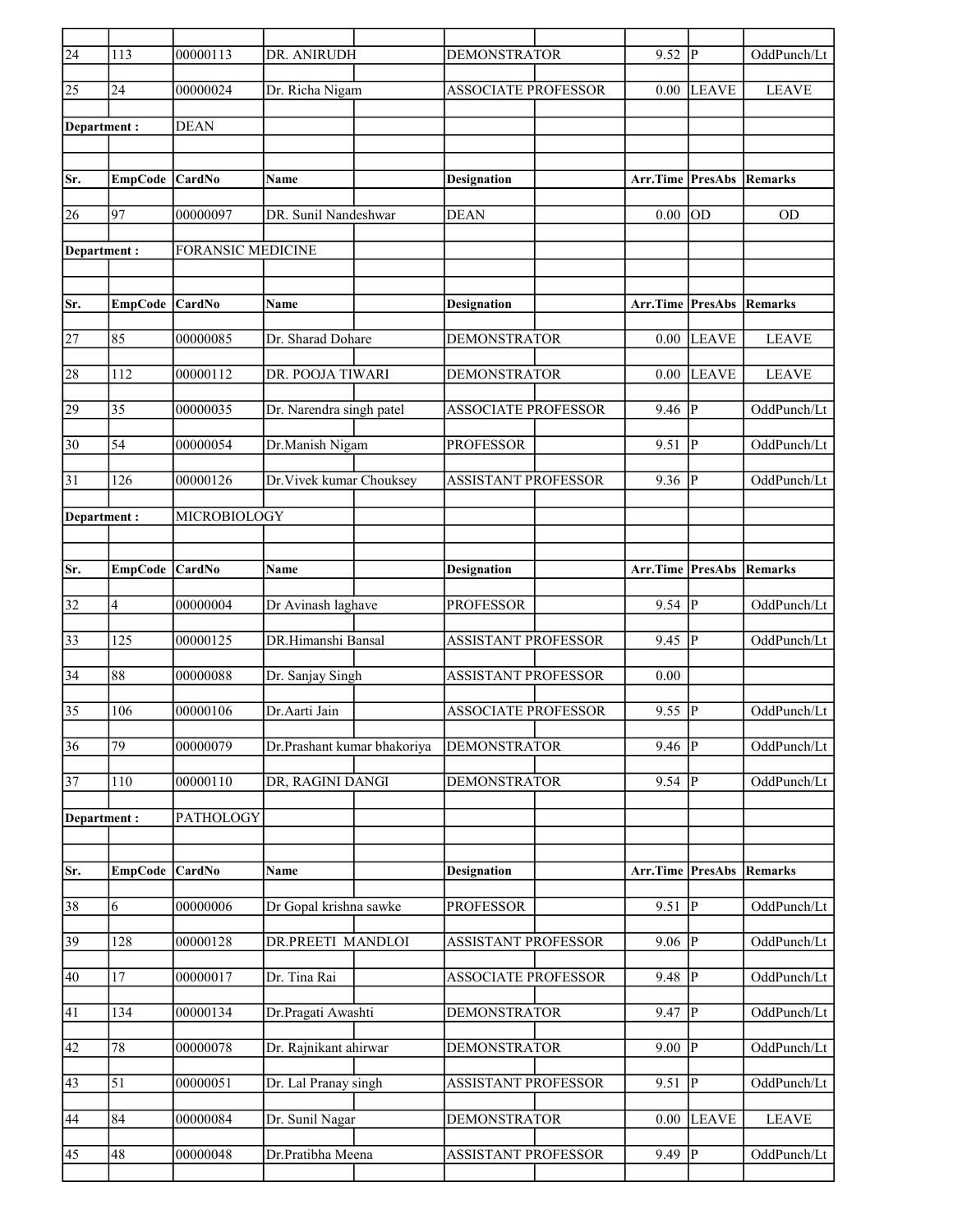| Sr. | EmpCode | CardNo | Name | Designation | Arr.Time | PresAbs | Remarks |
|---|---|---|---|---|---|---|---|
| 24 | 113 | 00000113 | DR. ANIRUDH | DEMONSTRATOR | 9.52 | P | OddPunch/Lt |
| 25 | 24 | 00000024 | Dr. Richa Nigam | ASSOCIATE PROFESSOR | 0.00 | LEAVE | LEAVE |

**Department :** DEAN

| Sr. | EmpCode | CardNo | Name | Designation | Arr.Time | PresAbs | Remarks |
|---|---|---|---|---|---|---|---|
| 26 | 97 | 00000097 | DR. Sunil Nandeshwar | DEAN | 0.00 | OD | OD |

**Department :** FORANSIC MEDICINE

| Sr. | EmpCode | CardNo | Name | Designation | Arr.Time | PresAbs | Remarks |
|---|---|---|---|---|---|---|---|
| 27 | 85 | 00000085 | Dr. Sharad Dohare | DEMONSTRATOR | 0.00 | LEAVE | LEAVE |
| 28 | 112 | 00000112 | DR. POOJA TIWARI | DEMONSTRATOR | 0.00 | LEAVE | LEAVE |
| 29 | 35 | 00000035 | Dr. Narendra singh patel | ASSOCIATE PROFESSOR | 9.46 | P | OddPunch/Lt |
| 30 | 54 | 00000054 | Dr.Manish Nigam | PROFESSOR | 9.51 | P | OddPunch/Lt |
| 31 | 126 | 00000126 | Dr.Vivek kumar Chouksey | ASSISTANT PROFESSOR | 9.36 | P | OddPunch/Lt |

**Department :** MICROBIOLOGY

| Sr. | EmpCode | CardNo | Name | Designation | Arr.Time | PresAbs | Remarks |
|---|---|---|---|---|---|---|---|
| 32 | 4 | 00000004 | Dr Avinash laghave | PROFESSOR | 9.54 | P | OddPunch/Lt |
| 33 | 125 | 00000125 | DR.Himanshi Bansal | ASSISTANT PROFESSOR | 9.45 | P | OddPunch/Lt |
| 34 | 88 | 00000088 | Dr. Sanjay Singh | ASSISTANT PROFESSOR | 0.00 | | |
| 35 | 106 | 00000106 | Dr.Aarti Jain | ASSOCIATE PROFESSOR | 9.55 | P | OddPunch/Lt |
| 36 | 79 | 00000079 | Dr.Prashant kumar bhakoriya | DEMONSTRATOR | 9.46 | P | OddPunch/Lt |
| 37 | 110 | 00000110 | DR, RAGINI DANGI | DEMONSTRATOR | 9.54 | P | OddPunch/Lt |

**Department :** PATHOLOGY

| Sr. | EmpCode | CardNo | Name | Designation | Arr.Time | PresAbs | Remarks |
|---|---|---|---|---|---|---|---|
| 38 | 6 | 00000006 | Dr Gopal krishna sawke | PROFESSOR | 9.51 | P | OddPunch/Lt |
| 39 | 128 | 00000128 | DR.PREETI MANDLOI | ASSISTANT PROFESSOR | 9.06 | P | OddPunch/Lt |
| 40 | 17 | 00000017 | Dr. Tina Rai | ASSOCIATE PROFESSOR | 9.48 | P | OddPunch/Lt |
| 41 | 134 | 00000134 | Dr.Pragati Awashti | DEMONSTRATOR | 9.47 | P | OddPunch/Lt |
| 42 | 78 | 00000078 | Dr. Rajnikant ahirwar | DEMONSTRATOR | 9.00 | P | OddPunch/Lt |
| 43 | 51 | 00000051 | Dr. Lal Pranay singh | ASSISTANT PROFESSOR | 9.51 | P | OddPunch/Lt |
| 44 | 84 | 00000084 | Dr. Sunil Nagar | DEMONSTRATOR | 0.00 | LEAVE | LEAVE |
| 45 | 48 | 00000048 | Dr.Pratibha Meena | ASSISTANT PROFESSOR | 9.49 | P | OddPunch/Lt |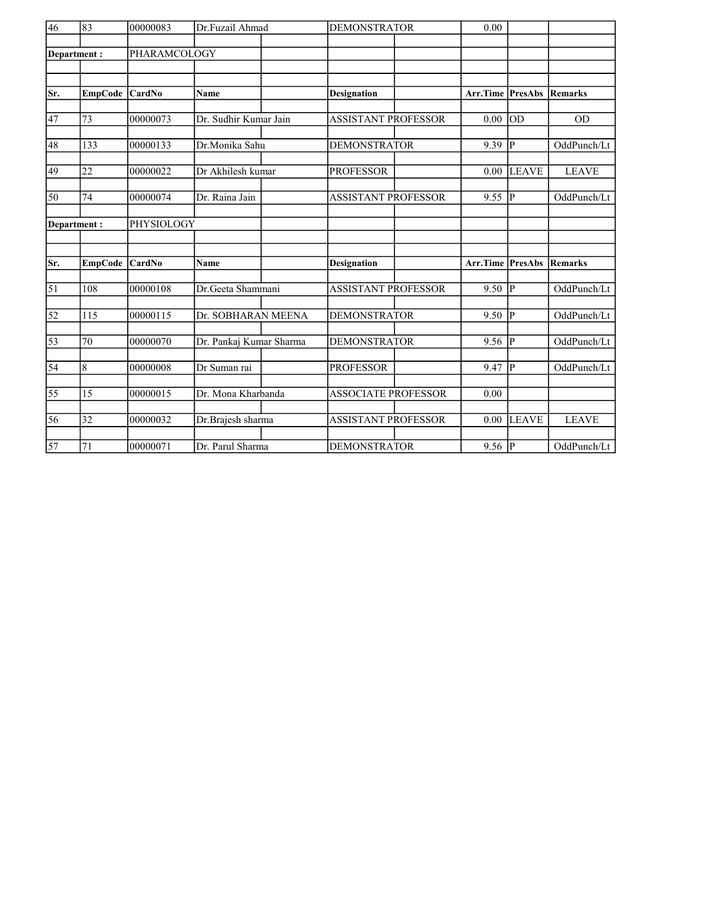| Sr. | EmpCode | CardNo | Name | Designation | Arr.Time | PresAbs | Remarks |
|---|---|---|---|---|---|---|---|
| 46 | 83 | 00000083 | Dr.Fuzail Ahmad | DEMONSTRATOR | 0.00 | | |

**Department :** PHARAMCOLOGY

| Sr. | EmpCode | CardNo | Name | Designation | Arr.Time | PresAbs | Remarks |
|---|---|---|---|---|---|---|---|
| 47 | 73 | 00000073 | Dr. Sudhir Kumar Jain | ASSISTANT PROFESSOR | 0.00 | OD | OD |
| 48 | 133 | 00000133 | Dr.Monika Sahu | DEMONSTRATOR | 9.39 | P | OddPunch/Lt |
| 49 | 22 | 00000022 | Dr Akhilesh kumar | PROFESSOR | 0.00 | LEAVE | LEAVE |
| 50 | 74 | 00000074 | Dr. Raina Jain | ASSISTANT PROFESSOR | 9.55 | P | OddPunch/Lt |

**Department :** PHYSIOLOGY

| Sr. | EmpCode | CardNo | Name | Designation | Arr.Time | PresAbs | Remarks |
|---|---|---|---|---|---|---|---|
| 51 | 108 | 00000108 | Dr.Geeta Shammani | ASSISTANT PROFESSOR | 9.50 | P | OddPunch/Lt |
| 52 | 115 | 00000115 | Dr. SOBHARAN MEENA | DEMONSTRATOR | 9.50 | P | OddPunch/Lt |
| 53 | 70 | 00000070 | Dr. Pankaj Kumar Sharma | DEMONSTRATOR | 9.56 | P | OddPunch/Lt |
| 54 | 8 | 00000008 | Dr Suman rai | PROFESSOR | 9.47 | P | OddPunch/Lt |
| 55 | 15 | 00000015 | Dr. Mona Kharbanda | ASSOCIATE PROFESSOR | 0.00 | | |
| 56 | 32 | 00000032 | Dr.Brajesh sharma | ASSISTANT PROFESSOR | 0.00 | LEAVE | LEAVE |
| 57 | 71 | 00000071 | Dr. Parul Sharma | DEMONSTRATOR | 9.56 | P | OddPunch/Lt |